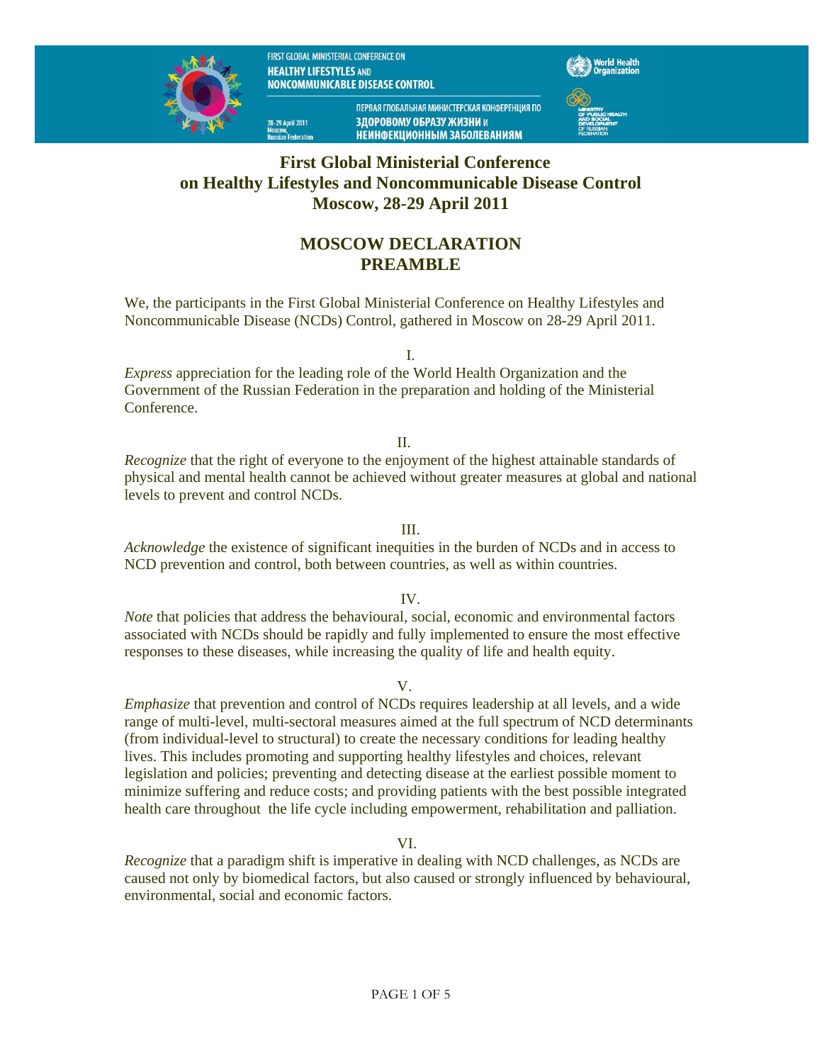FIRST GLOBAL MINISTERIAL CONFERENCE ON
HEALTHY LIFESTYLES AND
NONCOMMUNICABLE DISEASE CONTROL

ПЕРВАЯ ГЛОБАЛЬНАЯ МИНИСТЕРСКАЯ КОНФЕРЕНЦИЯ ПО
ЗДОРОВОМУ ОБРАЗУ ЖИЗНИ И
НЕИНФЕКЦИОННЫМ ЗАБОЛЕВАНИЯМ

28-29 April 2011
Moscow,
Russian Federation

World Health Organization

MINISTRY OF PUBLIC HEALTH AND SOCIAL DEVELOPMENT OF RUSSIAN FEDERATION

# First Global Ministerial Conference on Healthy Lifestyles and Noncommunicable Disease Control Moscow, 28-29 April 2011

## MOSCOW DECLARATION PREAMBLE

We, the participants in the First Global Ministerial Conference on Healthy Lifestyles and Noncommunicable Disease (NCDs) Control, gathered in Moscow on 28-29 April 2011.

I.

*Express* appreciation for the leading role of the World Health Organization and the Government of the Russian Federation in the preparation and holding of the Ministerial Conference.

II.

*Recognize* that the right of everyone to the enjoyment of the highest attainable standards of physical and mental health cannot be achieved without greater measures at global and national levels to prevent and control NCDs.

III.

*Acknowledge* the existence of significant inequities in the burden of NCDs and in access to NCD prevention and control, both between countries, as well as within countries.

IV.

*Note* that policies that address the behavioural, social, economic and environmental factors associated with NCDs should be rapidly and fully implemented to ensure the most effective responses to these diseases, while increasing the quality of life and health equity.

V.

*Emphasize* that prevention and control of NCDs requires leadership at all levels, and a wide range of multi-level, multi-sectoral measures aimed at the full spectrum of NCD determinants (from individual-level to structural) to create the necessary conditions for leading healthy lives. This includes promoting and supporting healthy lifestyles and choices, relevant legislation and policies; preventing and detecting disease at the earliest possible moment to minimize suffering and reduce costs; and providing patients with the best possible integrated health care throughout the life cycle including empowerment, rehabilitation and palliation.

VI.

*Recognize* that a paradigm shift is imperative in dealing with NCD challenges, as NCDs are caused not only by biomedical factors, but also caused or strongly influenced by behavioural, environmental, social and economic factors.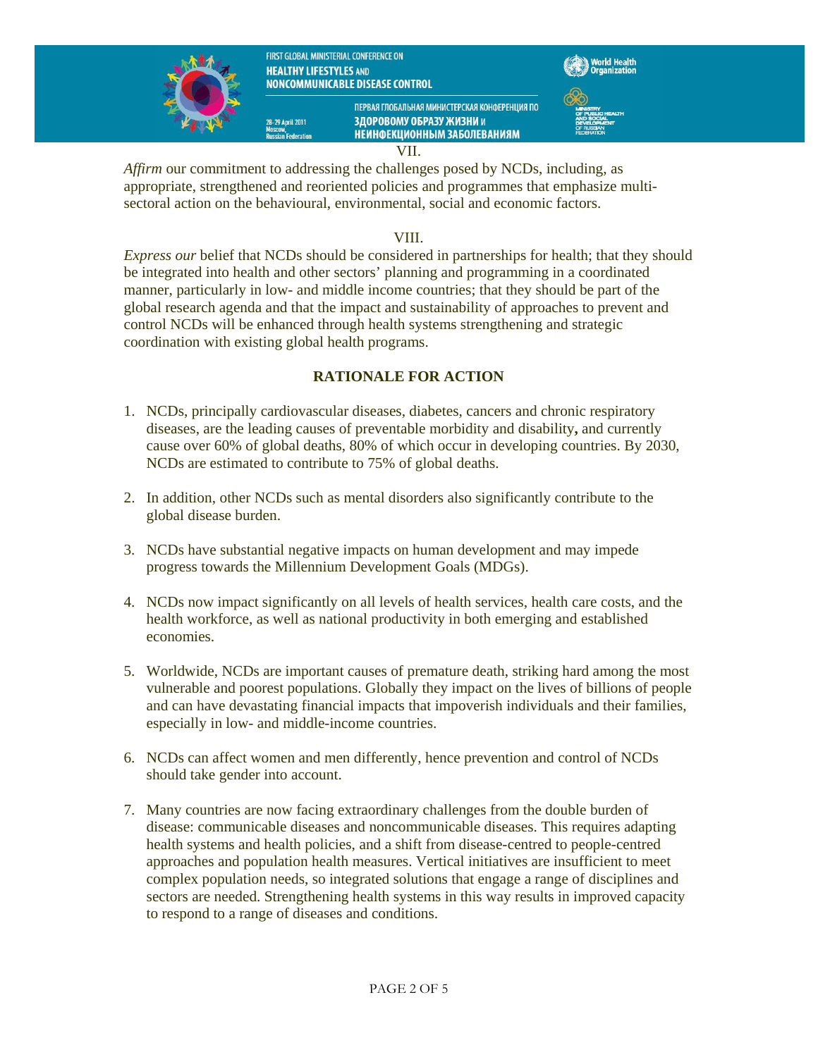VII.

*Affirm* our commitment to addressing the challenges posed by NCDs, including, as appropriate, strengthened and reoriented policies and programmes that emphasize multi-sectoral action on the behavioural, environmental, social and economic factors.

VIII.

*Express our* belief that NCDs should be considered in partnerships for health; that they should be integrated into health and other sectors' planning and programming in a coordinated manner, particularly in low- and middle income countries; that they should be part of the global research agenda and that the impact and sustainability of approaches to prevent and control NCDs will be enhanced through health systems strengthening and strategic coordination with existing global health programs.

## RATIONALE FOR ACTION

1. NCDs, principally cardiovascular diseases, diabetes, cancers and chronic respiratory diseases, are the leading causes of preventable morbidity and disability**,** and currently cause over 60% of global deaths, 80% of which occur in developing countries. By 2030, NCDs are estimated to contribute to 75% of global deaths.

2. In addition, other NCDs such as mental disorders also significantly contribute to the global disease burden.

3. NCDs have substantial negative impacts on human development and may impede progress towards the Millennium Development Goals (MDGs).

4. NCDs now impact significantly on all levels of health services, health care costs, and the health workforce, as well as national productivity in both emerging and established economies.

5. Worldwide, NCDs are important causes of premature death, striking hard among the most vulnerable and poorest populations. Globally they impact on the lives of billions of people and can have devastating financial impacts that impoverish individuals and their families, especially in low- and middle-income countries.

6. NCDs can affect women and men differently, hence prevention and control of NCDs should take gender into account.

7. Many countries are now facing extraordinary challenges from the double burden of disease: communicable diseases and noncommunicable diseases. This requires adapting health systems and health policies, and a shift from disease-centred to people-centred approaches and population health measures. Vertical initiatives are insufficient to meet complex population needs, so integrated solutions that engage a range of disciplines and sectors are needed. Strengthening health systems in this way results in improved capacity to respond to a range of diseases and conditions.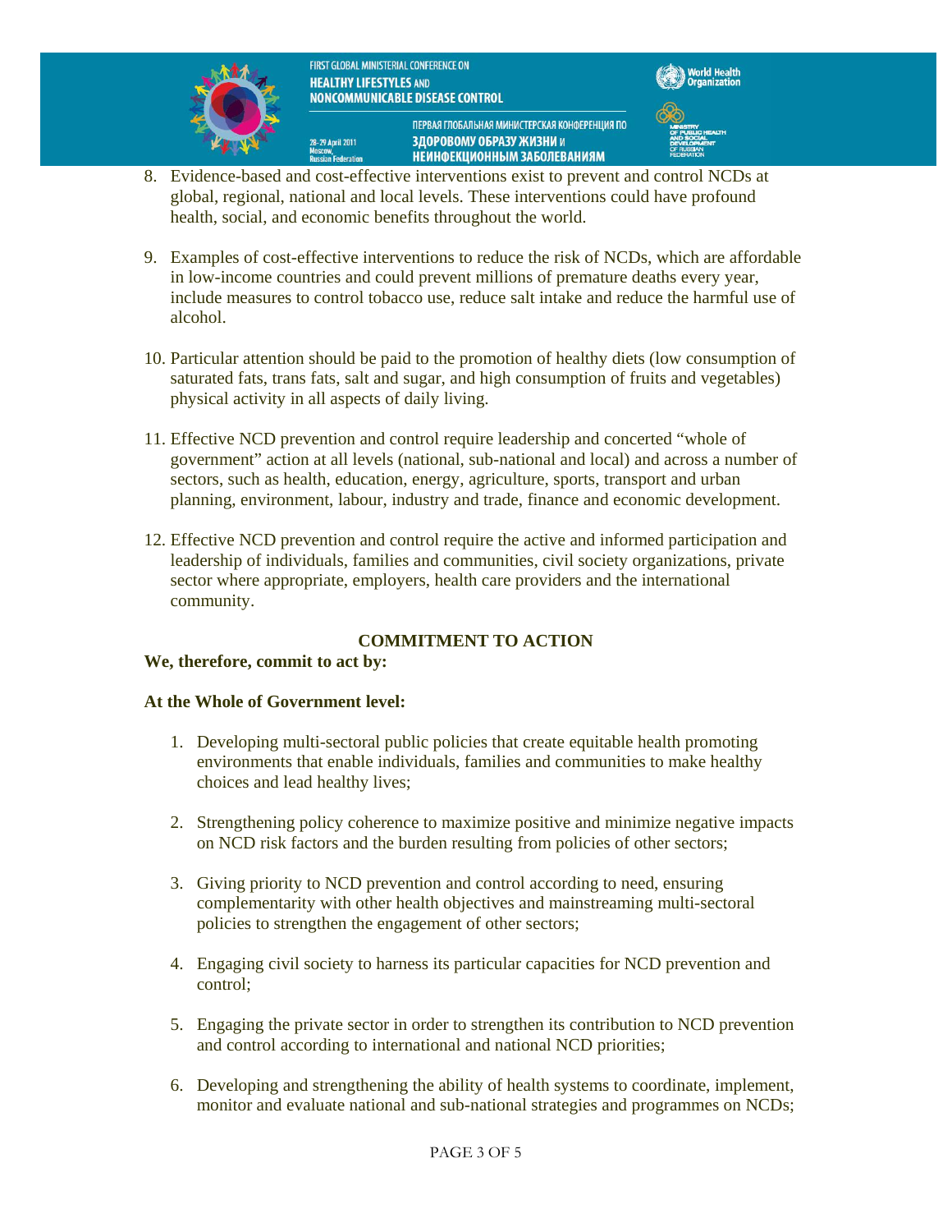8. Evidence-based and cost-effective interventions exist to prevent and control NCDs at global, regional, national and local levels. These interventions could have profound health, social, and economic benefits throughout the world.

9. Examples of cost-effective interventions to reduce the risk of NCDs, which are affordable in low-income countries and could prevent millions of premature deaths every year, include measures to control tobacco use, reduce salt intake and reduce the harmful use of alcohol.

10. Particular attention should be paid to the promotion of healthy diets (low consumption of saturated fats, trans fats, salt and sugar, and high consumption of fruits and vegetables) physical activity in all aspects of daily living.

11. Effective NCD prevention and control require leadership and concerted "whole of government" action at all levels (national, sub-national and local) and across a number of sectors, such as health, education, energy, agriculture, sports, transport and urban planning, environment, labour, industry and trade, finance and economic development.

12. Effective NCD prevention and control require the active and informed participation and leadership of individuals, families and communities, civil society organizations, private sector where appropriate, employers, health care providers and the international community.

## COMMITMENT TO ACTION

**We, therefore, commit to act by:**

**At the Whole of Government level:**

1. Developing multi-sectoral public policies that create equitable health promoting environments that enable individuals, families and communities to make healthy choices and lead healthy lives;

2. Strengthening policy coherence to maximize positive and minimize negative impacts on NCD risk factors and the burden resulting from policies of other sectors;

3. Giving priority to NCD prevention and control according to need, ensuring complementarity with other health objectives and mainstreaming multi-sectoral policies to strengthen the engagement of other sectors;

4. Engaging civil society to harness its particular capacities for NCD prevention and control;

5. Engaging the private sector in order to strengthen its contribution to NCD prevention and control according to international and national NCD priorities;

6. Developing and strengthening the ability of health systems to coordinate, implement, monitor and evaluate national and sub-national strategies and programmes on NCDs;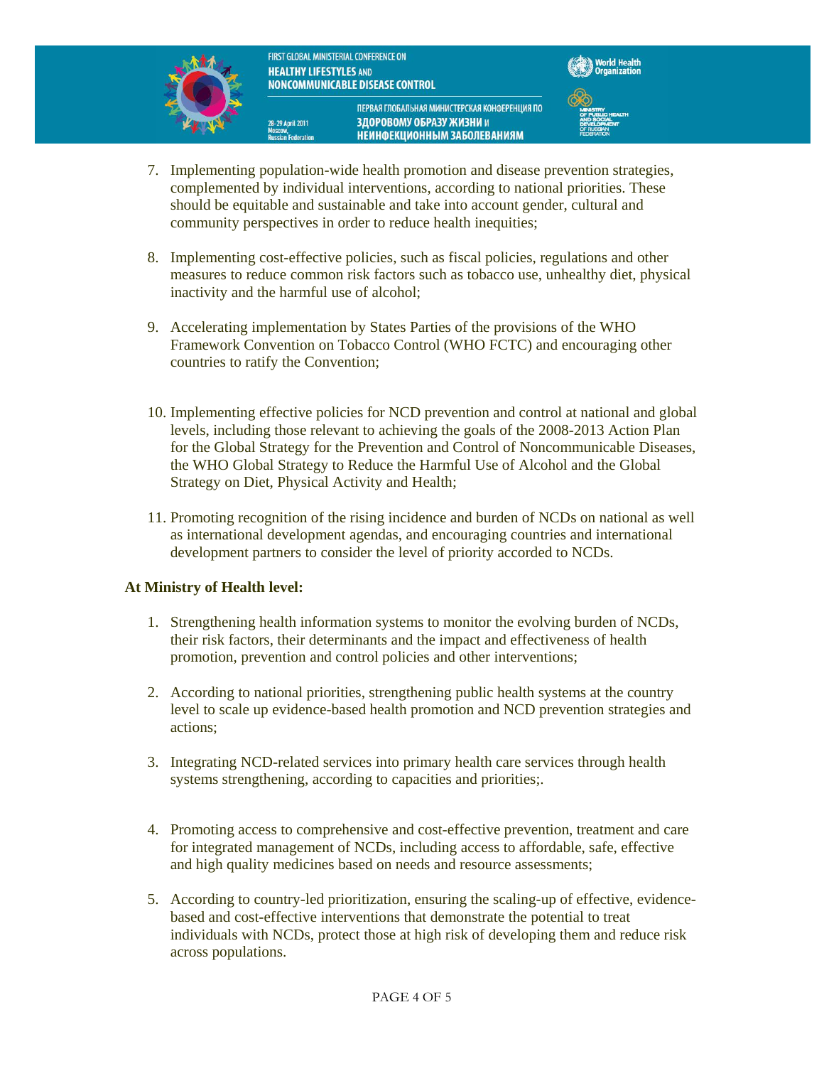7. Implementing population-wide health promotion and disease prevention strategies, complemented by individual interventions, according to national priorities. These should be equitable and sustainable and take into account gender, cultural and community perspectives in order to reduce health inequities;

8. Implementing cost-effective policies, such as fiscal policies, regulations and other measures to reduce common risk factors such as tobacco use, unhealthy diet, physical inactivity and the harmful use of alcohol;

9. Accelerating implementation by States Parties of the provisions of the WHO Framework Convention on Tobacco Control (WHO FCTC) and encouraging other countries to ratify the Convention;

10. Implementing effective policies for NCD prevention and control at national and global levels, including those relevant to achieving the goals of the 2008-2013 Action Plan for the Global Strategy for the Prevention and Control of Noncommunicable Diseases, the WHO Global Strategy to Reduce the Harmful Use of Alcohol and the Global Strategy on Diet, Physical Activity and Health;

11. Promoting recognition of the rising incidence and burden of NCDs on national as well as international development agendas, and encouraging countries and international development partners to consider the level of priority accorded to NCDs.

**At Ministry of Health level:**

1. Strengthening health information systems to monitor the evolving burden of NCDs, their risk factors, their determinants and the impact and effectiveness of health promotion, prevention and control policies and other interventions;

2. According to national priorities, strengthening public health systems at the country level to scale up evidence-based health promotion and NCD prevention strategies and actions;

3. Integrating NCD-related services into primary health care services through health systems strengthening, according to capacities and priorities;.

4. Promoting access to comprehensive and cost-effective prevention, treatment and care for integrated management of NCDs, including access to affordable, safe, effective and high quality medicines based on needs and resource assessments;

5. According to country-led prioritization, ensuring the scaling-up of effective, evidence-based and cost-effective interventions that demonstrate the potential to treat individuals with NCDs, protect those at high risk of developing them and reduce risk across populations.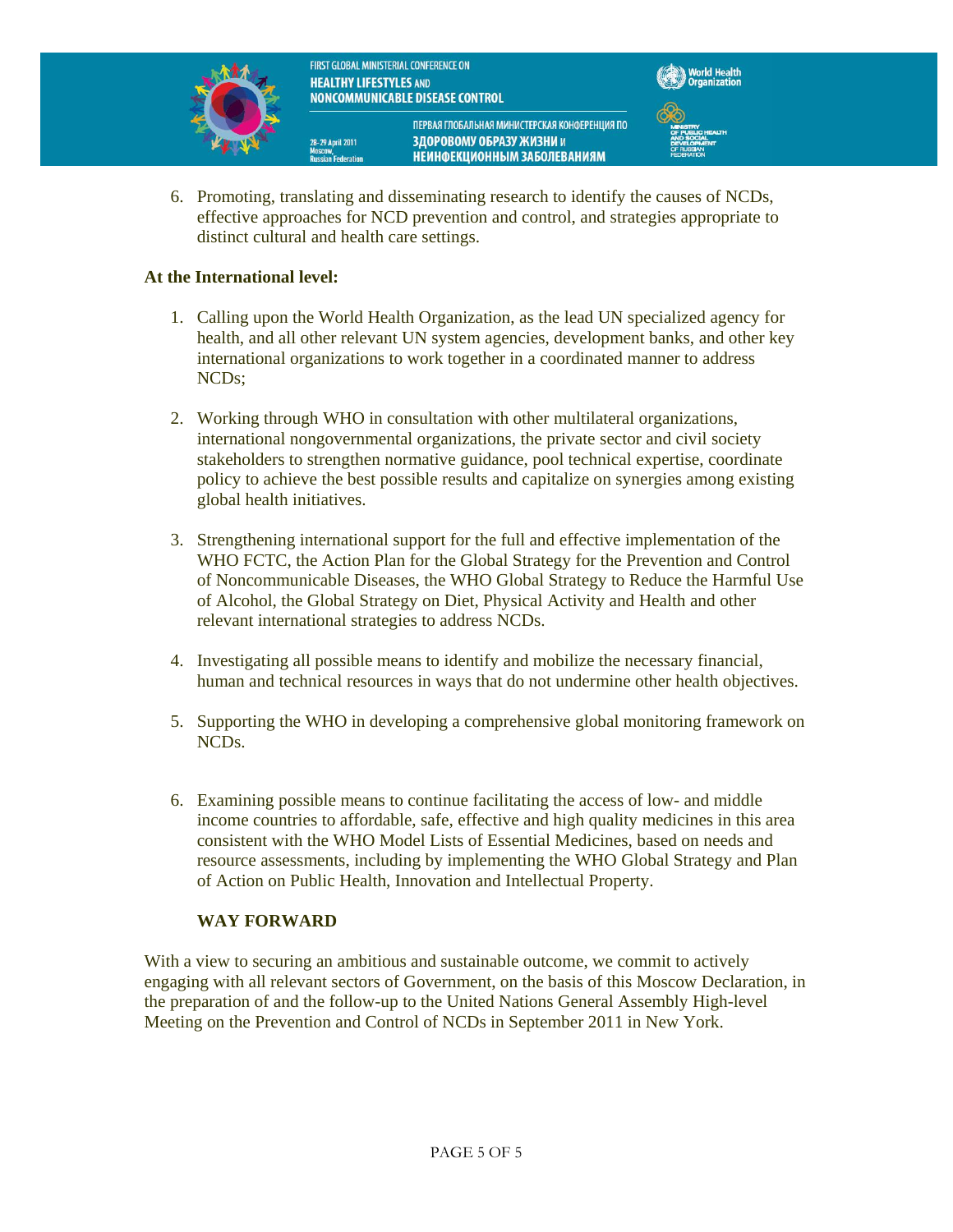6. Promoting, translating and disseminating research to identify the causes of NCDs, effective approaches for NCD prevention and control, and strategies appropriate to distinct cultural and health care settings.

**At the International level:**

1. Calling upon the World Health Organization, as the lead UN specialized agency for health, and all other relevant UN system agencies, development banks, and other key international organizations to work together in a coordinated manner to address NCDs;

2. Working through WHO in consultation with other multilateral organizations, international nongovernmental organizations, the private sector and civil society stakeholders to strengthen normative guidance, pool technical expertise, coordinate policy to achieve the best possible results and capitalize on synergies among existing global health initiatives.

3. Strengthening international support for the full and effective implementation of the WHO FCTC, the Action Plan for the Global Strategy for the Prevention and Control of Noncommunicable Diseases, the WHO Global Strategy to Reduce the Harmful Use of Alcohol, the Global Strategy on Diet, Physical Activity and Health and other relevant international strategies to address NCDs.

4. Investigating all possible means to identify and mobilize the necessary financial, human and technical resources in ways that do not undermine other health objectives.

5. Supporting the WHO in developing a comprehensive global monitoring framework on NCDs.

6. Examining possible means to continue facilitating the access of low- and middle income countries to affordable, safe, effective and high quality medicines in this area consistent with the WHO Model Lists of Essential Medicines, based on needs and resource assessments, including by implementing the WHO Global Strategy and Plan of Action on Public Health, Innovation and Intellectual Property.

**WAY FORWARD**

With a view to securing an ambitious and sustainable outcome, we commit to actively engaging with all relevant sectors of Government, on the basis of this Moscow Declaration, in the preparation of and the follow-up to the United Nations General Assembly High-level Meeting on the Prevention and Control of NCDs in September 2011 in New York.